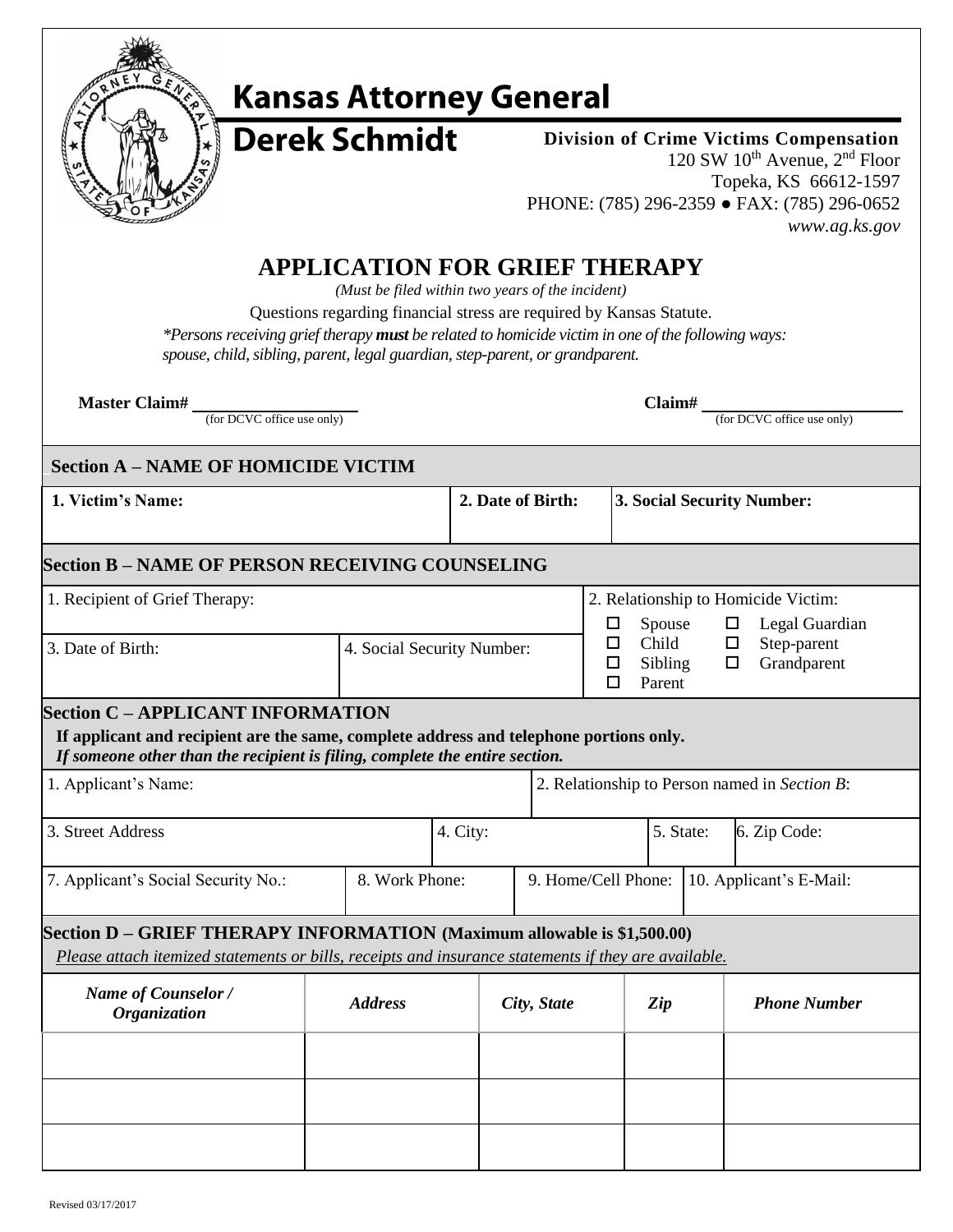# Kansas Attorney General

## Derek Schmidt

**Division of Crime Victims Compensation**
120 SW 10th Avenue, 2nd Floor
Topeka, KS 66612-1597
PHONE: (785) 296-2359 ● FAX: (785) 296-0652
*www.ag.ks.gov*

# APPLICATION FOR GRIEF THERAPY

*(Must be filed within two years of the incident)*

Questions regarding financial stress are required by Kansas Statute.

**Persons receiving grief therapy **must** be related to homicide victim in one of the following ways: spouse, child, sibling, parent, legal guardian, step-parent, or grandparent.*

**Master Claim#** ____________ (for DCVC office use only)  **Claim#** ____________ (for DCVC office use only)

## Section A – NAME OF HOMICIDE VICTIM

| 1. Victim's Name: | 2. Date of Birth: | 3. Social Security Number: |
|---|---|---|
| | | |

## Section B – NAME OF PERSON RECEIVING COUNSELING

| 1. Recipient of Grief Therapy: | | 2. Relationship to Homicide Victim: |
|---|---|---|
| 3. Date of Birth: | 4. Social Security Number: | ☐ Spouse ☐ Legal Guardian ☐ Child ☐ Step-parent ☐ Sibling ☐ Grandparent ☐ Parent |

## Section C – APPLICANT INFORMATION

**If applicant and recipient are the same, complete address and telephone portions only.**
***If someone other than the recipient is filing, complete the entire section.***

| 1. Applicant's Name: | 2. Relationship to Person named in *Section B*: |
|---|---|

| 3. Street Address | 4. City: | 5. State: | 6. Zip Code: |
|---|---|---|---|

| 7. Applicant's Social Security No.: | 8. Work Phone: | 9. Home/Cell Phone: | 10. Applicant's E-Mail: |
|---|---|---|---|

## Section D – GRIEF THERAPY INFORMATION (Maximum allowable is $1,500.00)

*Please attach itemized statements or bills, receipts and insurance statements if they are available.*

| ***Name of Counselor / Organization*** | ***Address*** | ***City, State*** | ***Zip*** | ***Phone Number*** |
|---|---|---|---|---|
| | | | | |
| | | | | |
| | | | | |

Revised 03/17/2017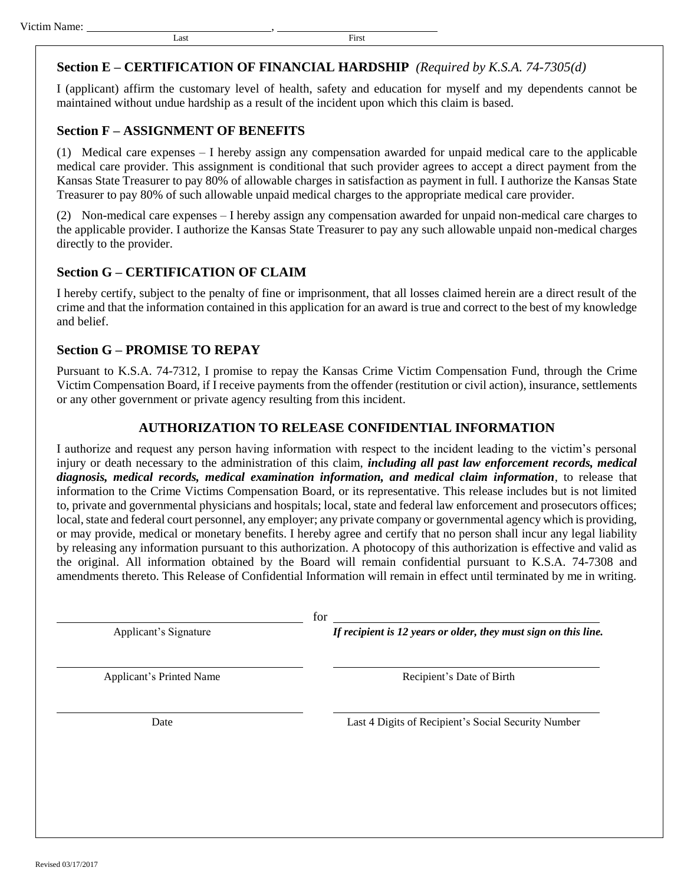Victim Name: ______________________________, ___________________________
Last First

## Section E – CERTIFICATION OF FINANCIAL HARDSHIP *(Required by K.S.A. 74-7305(d)*

I (applicant) affirm the customary level of health, safety and education for myself and my dependents cannot be maintained without undue hardship as a result of the incident upon which this claim is based.

## Section F – ASSIGNMENT OF BENEFITS

(1) Medical care expenses – I hereby assign any compensation awarded for unpaid medical care to the applicable medical care provider. This assignment is conditional that such provider agrees to accept a direct payment from the Kansas State Treasurer to pay 80% of allowable charges in satisfaction as payment in full. I authorize the Kansas State Treasurer to pay 80% of such allowable unpaid medical charges to the appropriate medical care provider.

(2) Non-medical care expenses – I hereby assign any compensation awarded for unpaid non-medical care charges to the applicable provider. I authorize the Kansas State Treasurer to pay any such allowable unpaid non-medical charges directly to the provider.

## Section G – CERTIFICATION OF CLAIM

I hereby certify, subject to the penalty of fine or imprisonment, that all losses claimed herein are a direct result of the crime and that the information contained in this application for an award is true and correct to the best of my knowledge and belief.

## Section G – PROMISE TO REPAY

Pursuant to K.S.A. 74-7312, I promise to repay the Kansas Crime Victim Compensation Fund, through the Crime Victim Compensation Board, if I receive payments from the offender (restitution or civil action), insurance, settlements or any other government or private agency resulting from this incident.

## AUTHORIZATION TO RELEASE CONFIDENTIAL INFORMATION

I authorize and request any person having information with respect to the incident leading to the victim's personal injury or death necessary to the administration of this claim, ***including all past law enforcement records, medical diagnosis, medical records, medical examination information, and medical claim information***, to release that information to the Crime Victims Compensation Board, or its representative. This release includes but is not limited to, private and governmental physicians and hospitals; local, state and federal law enforcement and prosecutors offices; local, state and federal court personnel, any employer; any private company or governmental agency which is providing, or may provide, medical or monetary benefits. I hereby agree and certify that no person shall incur any legal liability by releasing any information pursuant to this authorization. A photocopy of this authorization is effective and valid as the original. All information obtained by the Board will remain confidential pursuant to K.S.A. 74-7308 and amendments thereto. This Release of Confidential Information will remain in effect until terminated by me in writing.

______________________________ for ______________________________
Applicant's Signature *If recipient is 12 years or older, they must sign on this line.*

______________________________ ______________________________
Applicant's Printed Name Recipient's Date of Birth

______________________________ ______________________________
Date Last 4 Digits of Recipient's Social Security Number

Revised 03/17/2017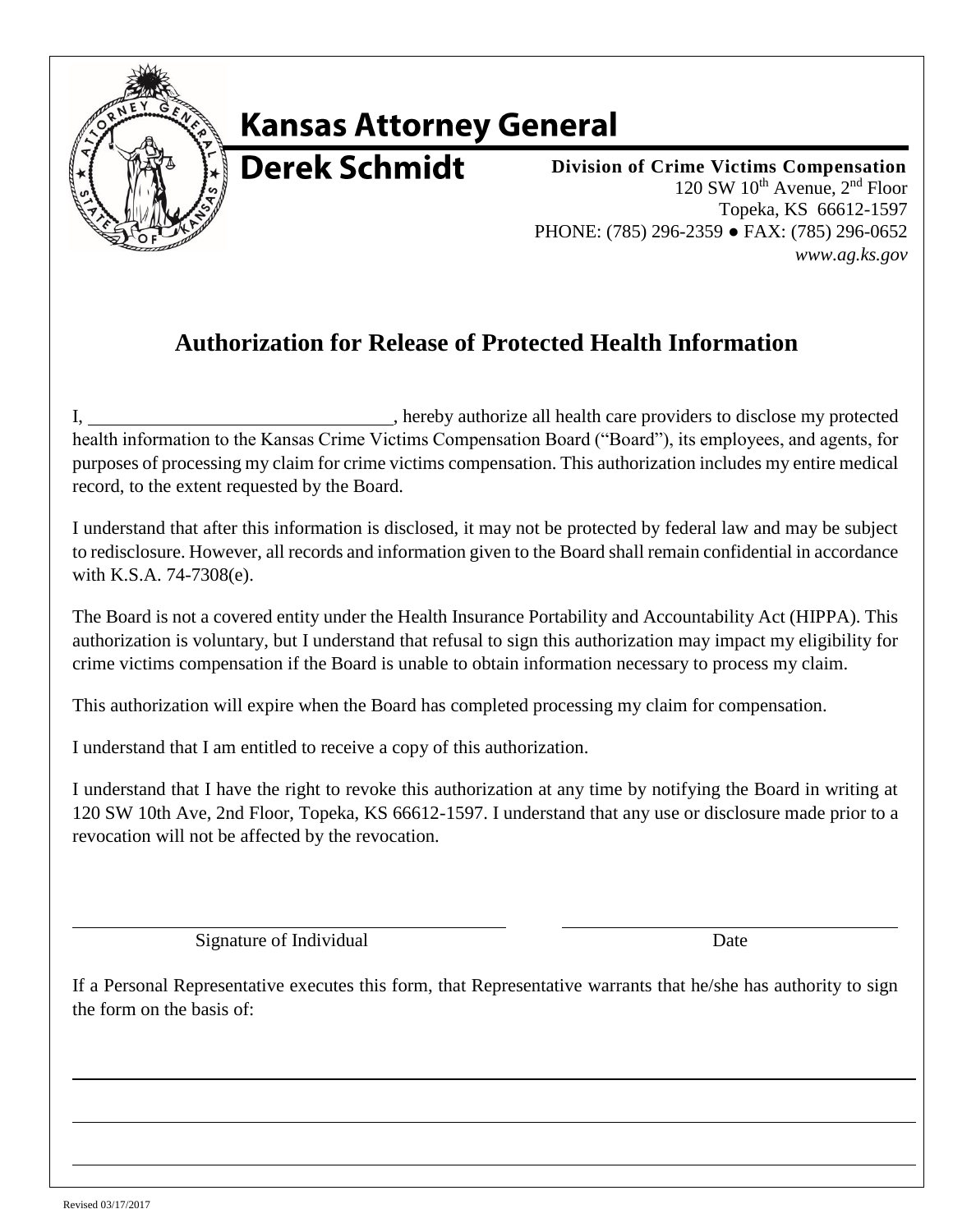# Kansas Attorney General
## Derek Schmidt

**Division of Crime Victims Compensation**
120 SW 10th Avenue, 2nd Floor
Topeka, KS 66612-1597
PHONE: (785) 296-2359 ● FAX: (785) 296-0652
*www.ag.ks.gov*

## Authorization for Release of Protected Health Information

I, ________________________________, hereby authorize all health care providers to disclose my protected health information to the Kansas Crime Victims Compensation Board ("Board"), its employees, and agents, for purposes of processing my claim for crime victims compensation. This authorization includes my entire medical record, to the extent requested by the Board.

I understand that after this information is disclosed, it may not be protected by federal law and may be subject to redisclosure. However, all records and information given to the Board shall remain confidential in accordance with K.S.A. 74-7308(e).

The Board is not a covered entity under the Health Insurance Portability and Accountability Act (HIPPA). This authorization is voluntary, but I understand that refusal to sign this authorization may impact my eligibility for crime victims compensation if the Board is unable to obtain information necessary to process my claim.

This authorization will expire when the Board has completed processing my claim for compensation.

I understand that I am entitled to receive a copy of this authorization.

I understand that I have the right to revoke this authorization at any time by notifying the Board in writing at 120 SW 10th Ave, 2nd Floor, Topeka, KS 66612-1597. I understand that any use or disclosure made prior to a revocation will not be affected by the revocation.

________________________________ ________________________________
Signature of Individual Date

If a Personal Representative executes this form, that Representative warrants that he/she has authority to sign the form on the basis of:

________________________________________________________________

________________________________________________________________

________________________________________________________________

Revised 03/17/2017